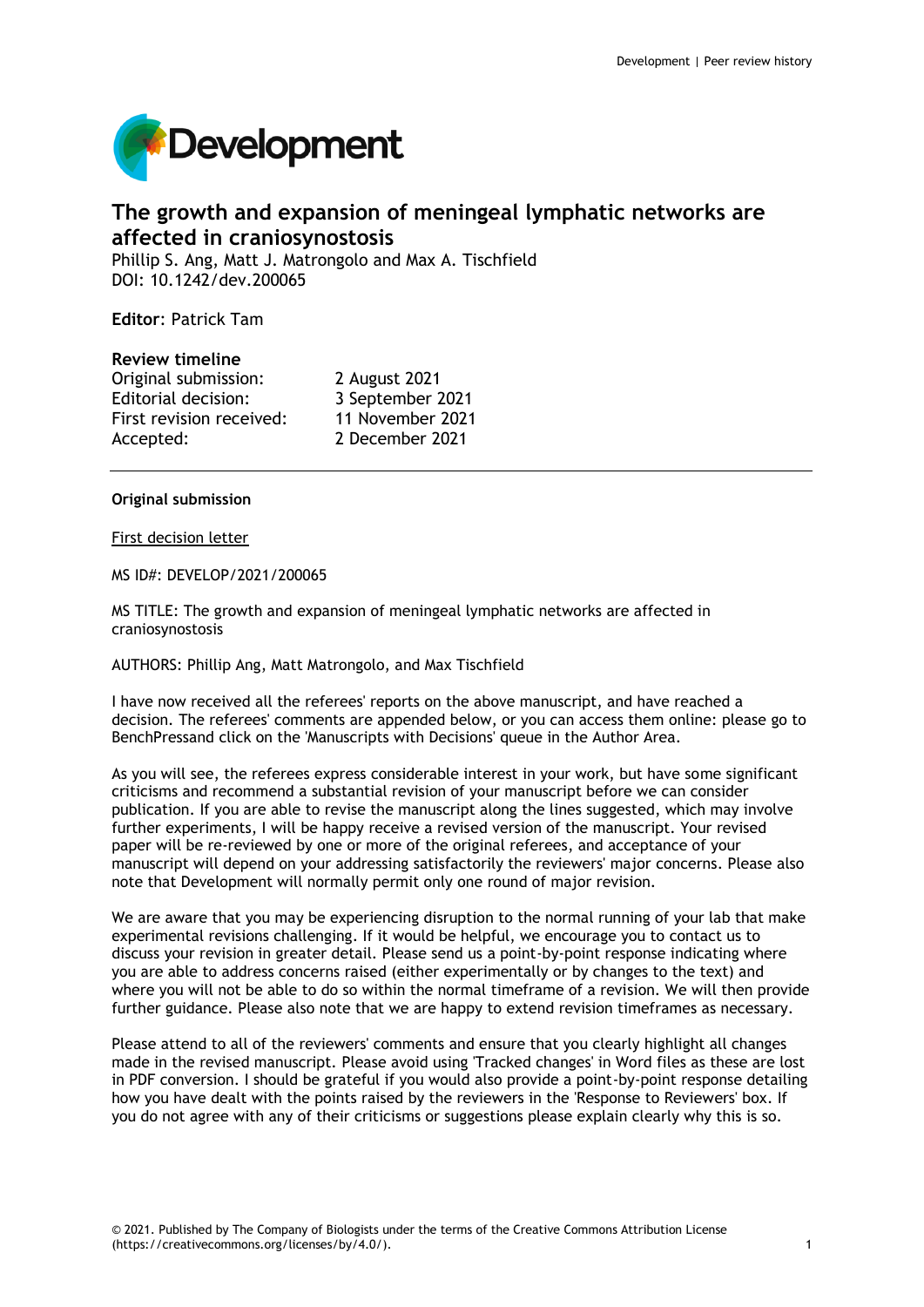# The growth and expansion of meningeal lymphatic networks are affected in craniosynostosis

Phillip S. Ang, Matt J. Matrongolo and Max A. Tischfield

DOI: 10.1242/dev.200065

**Editor**: Patrick Tam

**Review timeline**

| | |
|---|---|
| Original submission: | 2 August 2021 |
| Editorial decision: | 3 September 2021 |
| First revision received: | 11 November 2021 |
| Accepted: | 2 December 2021 |

---

**Original submission**

First decision letter

MS ID#: DEVELOP/2021/200065

MS TITLE: The growth and expansion of meningeal lymphatic networks are affected in craniosynostosis

AUTHORS: Phillip Ang, Matt Matrongolo, and Max Tischfield

I have now received all the referees' reports on the above manuscript, and have reached a decision. The referees' comments are appended below, or you can access them online: please go to BenchPressand click on the 'Manuscripts with Decisions' queue in the Author Area.

As you will see, the referees express considerable interest in your work, but have some significant criticisms and recommend a substantial revision of your manuscript before we can consider publication. If you are able to revise the manuscript along the lines suggested, which may involve further experiments, I will be happy receive a revised version of the manuscript. Your revised paper will be re-reviewed by one or more of the original referees, and acceptance of your manuscript will depend on your addressing satisfactorily the reviewers' major concerns. Please also note that Development will normally permit only one round of major revision.

We are aware that you may be experiencing disruption to the normal running of your lab that make experimental revisions challenging. If it would be helpful, we encourage you to contact us to discuss your revision in greater detail. Please send us a point-by-point response indicating where you are able to address concerns raised (either experimentally or by changes to the text) and where you will not be able to do so within the normal timeframe of a revision. We will then provide further guidance. Please also note that we are happy to extend revision timeframes as necessary.

Please attend to all of the reviewers' comments and ensure that you clearly highlight all changes made in the revised manuscript. Please avoid using 'Tracked changes' in Word files as these are lost in PDF conversion. I should be grateful if you would also provide a point-by-point response detailing how you have dealt with the points raised by the reviewers in the 'Response to Reviewers' box. If you do not agree with any of their criticisms or suggestions please explain clearly why this is so.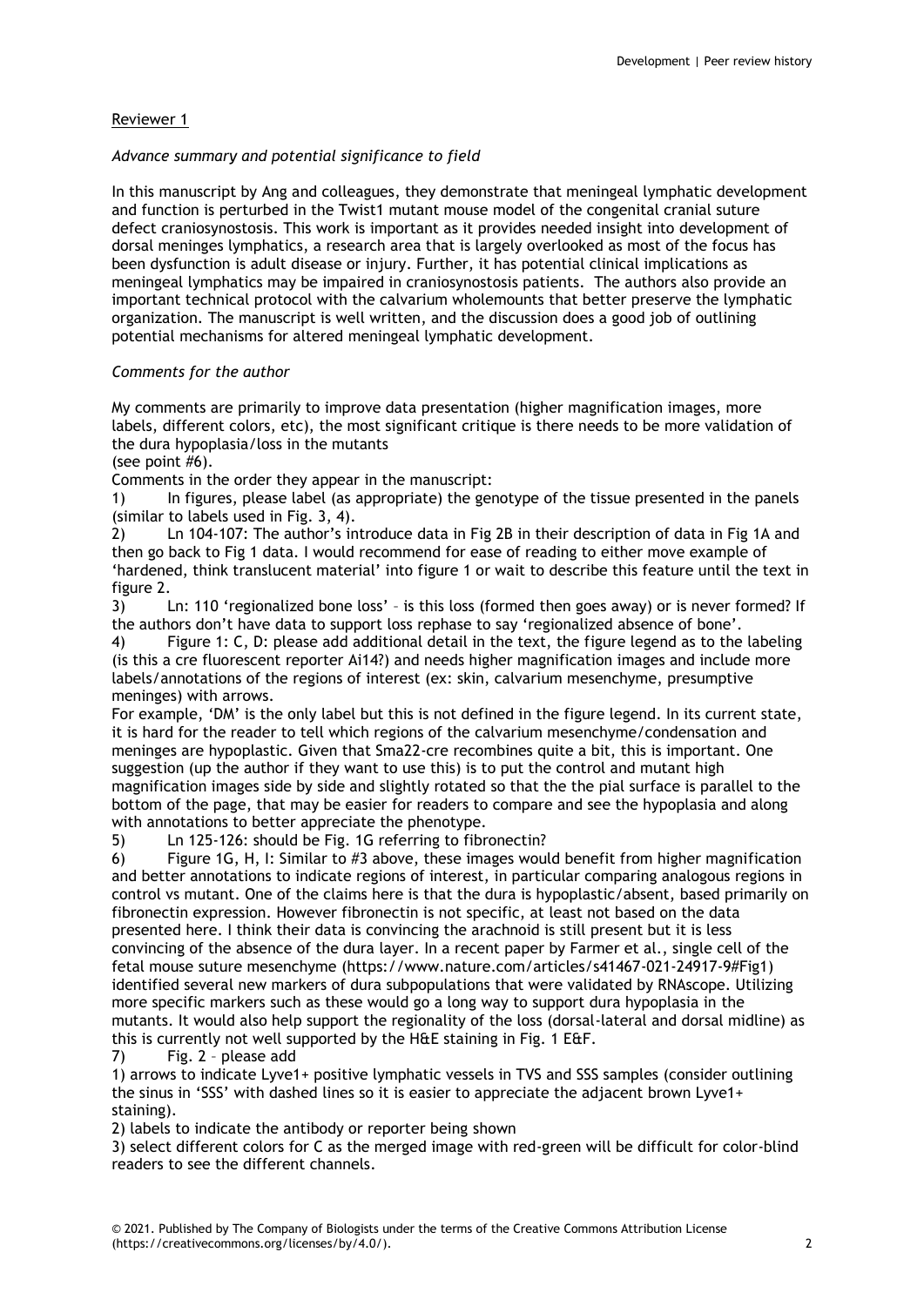Reviewer 1

*Advance summary and potential significance to field*

In this manuscript by Ang and colleagues, they demonstrate that meningeal lymphatic development and function is perturbed in the Twist1 mutant mouse model of the congenital cranial suture defect craniosynostosis. This work is important as it provides needed insight into development of dorsal meninges lymphatics, a research area that is largely overlooked as most of the focus has been dysfunction is adult disease or injury. Further, it has potential clinical implications as meningeal lymphatics may be impaired in craniosynostosis patients. The authors also provide an important technical protocol with the calvarium wholemounts that better preserve the lymphatic organization. The manuscript is well written, and the discussion does a good job of outlining potential mechanisms for altered meningeal lymphatic development.

*Comments for the author*

My comments are primarily to improve data presentation (higher magnification images, more labels, different colors, etc), the most significant critique is there needs to be more validation of the dura hypoplasia/loss in the mutants
(see point #6).

Comments in the order they appear in the manuscript:

1) In figures, please label (as appropriate) the genotype of the tissue presented in the panels (similar to labels used in Fig. 3, 4).
2) Ln 104-107: The author's introduce data in Fig 2B in their description of data in Fig 1A and then go back to Fig 1 data. I would recommend for ease of reading to either move example of 'hardened, think translucent material' into figure 1 or wait to describe this feature until the text in figure 2.
3) Ln: 110 'regionalized bone loss' – is this loss (formed then goes away) or is never formed? If the authors don't have data to support loss rephase to say 'regionalized absence of bone'.
4) Figure 1: C, D: please add additional detail in the text, the figure legend as to the labeling (is this a cre fluorescent reporter Ai14?) and needs higher magnification images and include more labels/annotations of the regions of interest (ex: skin, calvarium mesenchyme, presumptive meninges) with arrows.
For example, 'DM' is the only label but this is not defined in the figure legend. In its current state, it is hard for the reader to tell which regions of the calvarium mesenchyme/condensation and meninges are hypoplastic. Given that Sma22-cre recombines quite a bit, this is important. One suggestion (up the author if they want to use this) is to put the control and mutant high magnification images side by side and slightly rotated so that the the pial surface is parallel to the bottom of the page, that may be easier for readers to compare and see the hypoplasia and along with annotations to better appreciate the phenotype.
5) Ln 125-126: should be Fig. 1G referring to fibronectin?
6) Figure 1G, H, I: Similar to #3 above, these images would benefit from higher magnification and better annotations to indicate regions of interest, in particular comparing analogous regions in control vs mutant. One of the claims here is that the dura is hypoplastic/absent, based primarily on fibronectin expression. However fibronectin is not specific, at least not based on the data presented here. I think their data is convincing the arachnoid is still present but it is less convincing of the absence of the dura layer. In a recent paper by Farmer et al., single cell of the fetal mouse suture mesenchyme (https://www.nature.com/articles/s41467-021-24917-9#Fig1) identified several new markers of dura subpopulations that were validated by RNAscope. Utilizing more specific markers such as these would go a long way to support dura hypoplasia in the mutants. It would also help support the regionality of the loss (dorsal-lateral and dorsal midline) as this is currently not well supported by the H&E staining in Fig. 1 E&F.
7) Fig. 2 – please add
1) arrows to indicate Lyve1+ positive lymphatic vessels in TVS and SSS samples (consider outlining the sinus in 'SSS' with dashed lines so it is easier to appreciate the adjacent brown Lyve1+ staining).
2) labels to indicate the antibody or reporter being shown
3) select different colors for C as the merged image with red-green will be difficult for color-blind readers to see the different channels.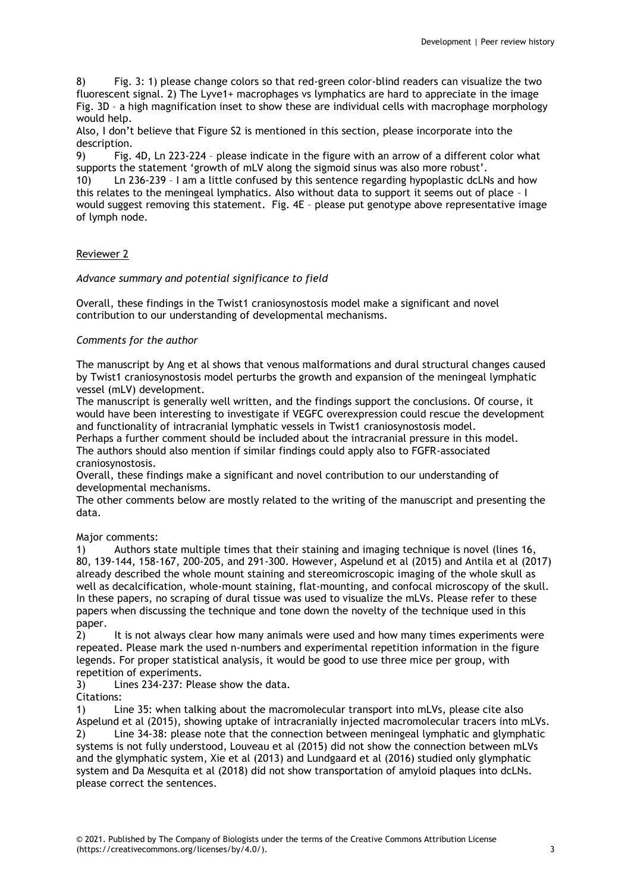8) Fig. 3: 1) please change colors so that red-green color-blind readers can visualize the two fluorescent signal. 2) The Lyve1+ macrophages vs lymphatics are hard to appreciate in the image Fig. 3D – a high magnification inset to show these are individual cells with macrophage morphology would help.

Also, I don't believe that Figure S2 is mentioned in this section, please incorporate into the description.

9) Fig. 4D, Ln 223-224 – please indicate in the figure with an arrow of a different color what supports the statement 'growth of mLV along the sigmoid sinus was also more robust'.

10) Ln 236-239 – I am a little confused by this sentence regarding hypoplastic dcLNs and how this relates to the meningeal lymphatics. Also without data to support it seems out of place – I would suggest removing this statement. Fig. 4E – please put genotype above representative image of lymph node.

## Reviewer 2

### *Advance summary and potential significance to field*

Overall, these findings in the Twist1 craniosynostosis model make a significant and novel contribution to our understanding of developmental mechanisms.

### *Comments for the author*

The manuscript by Ang et al shows that venous malformations and dural structural changes caused by Twist1 craniosynostosis model perturbs the growth and expansion of the meningeal lymphatic vessel (mLV) development.

The manuscript is generally well written, and the findings support the conclusions. Of course, it would have been interesting to investigate if VEGFC overexpression could rescue the development and functionality of intracranial lymphatic vessels in Twist1 craniosynostosis model.

Perhaps a further comment should be included about the intracranial pressure in this model.

The authors should also mention if similar findings could apply also to FGFR-associated craniosynostosis.

Overall, these findings make a significant and novel contribution to our understanding of developmental mechanisms.

The other comments below are mostly related to the writing of the manuscript and presenting the data.

Major comments:

1) Authors state multiple times that their staining and imaging technique is novel (lines 16, 80, 139-144, 158-167, 200-205, and 291-300. However, Aspelund et al (2015) and Antila et al (2017) already described the whole mount staining and stereomicroscopic imaging of the whole skull as well as decalcification, whole-mount staining, flat-mounting, and confocal microscopy of the skull. In these papers, no scraping of dural tissue was used to visualize the mLVs. Please refer to these papers when discussing the technique and tone down the novelty of the technique used in this paper.

2) It is not always clear how many animals were used and how many times experiments were repeated. Please mark the used n-numbers and experimental repetition information in the figure legends. For proper statistical analysis, it would be good to use three mice per group, with repetition of experiments.

3) Lines 234-237: Please show the data.

Citations:

1) Line 35: when talking about the macromolecular transport into mLVs, please cite also Aspelund et al (2015), showing uptake of intracranially injected macromolecular tracers into mLVs.

2) Line 34-38: please note that the connection between meningeal lymphatic and glymphatic systems is not fully understood, Louveau et al (2015) did not show the connection between mLVs and the glymphatic system, Xie et al (2013) and Lundgaard et al (2016) studied only glymphatic system and Da Mesquita et al (2018) did not show transportation of amyloid plaques into dcLNs. please correct the sentences.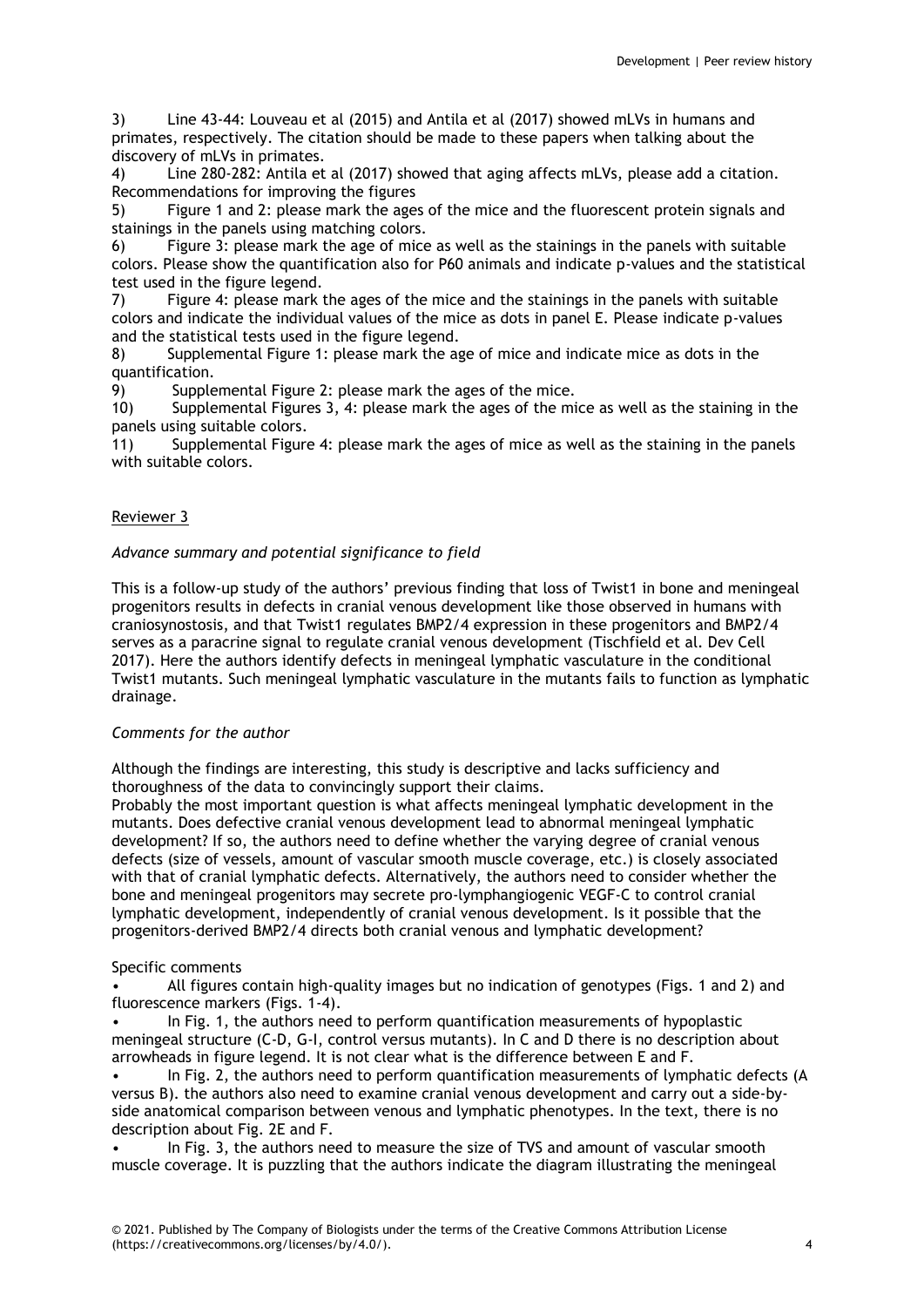3) Line 43-44: Louveau et al (2015) and Antila et al (2017) showed mLVs in humans and primates, respectively. The citation should be made to these papers when talking about the discovery of mLVs in primates.

4) Line 280-282: Antila et al (2017) showed that aging affects mLVs, please add a citation.

Recommendations for improving the figures

5) Figure 1 and 2: please mark the ages of the mice and the fluorescent protein signals and stainings in the panels using matching colors.

6) Figure 3: please mark the age of mice as well as the stainings in the panels with suitable colors. Please show the quantification also for P60 animals and indicate p-values and the statistical test used in the figure legend.

7) Figure 4: please mark the ages of the mice and the stainings in the panels with suitable colors and indicate the individual values of the mice as dots in panel E. Please indicate p-values and the statistical tests used in the figure legend.

8) Supplemental Figure 1: please mark the age of mice and indicate mice as dots in the quantification.

9) Supplemental Figure 2: please mark the ages of the mice.

10) Supplemental Figures 3, 4: please mark the ages of the mice as well as the staining in the panels using suitable colors.

11) Supplemental Figure 4: please mark the ages of mice as well as the staining in the panels with suitable colors.

## Reviewer 3

### *Advance summary and potential significance to field*

This is a follow-up study of the authors' previous finding that loss of Twist1 in bone and meningeal progenitors results in defects in cranial venous development like those observed in humans with craniosynostosis, and that Twist1 regulates BMP2/4 expression in these progenitors and BMP2/4 serves as a paracrine signal to regulate cranial venous development (Tischfield et al. Dev Cell 2017). Here the authors identify defects in meningeal lymphatic vasculature in the conditional Twist1 mutants. Such meningeal lymphatic vasculature in the mutants fails to function as lymphatic drainage.

### *Comments for the author*

Although the findings are interesting, this study is descriptive and lacks sufficiency and thoroughness of the data to convincingly support their claims.

Probably the most important question is what affects meningeal lymphatic development in the mutants. Does defective cranial venous development lead to abnormal meningeal lymphatic development? If so, the authors need to define whether the varying degree of cranial venous defects (size of vessels, amount of vascular smooth muscle coverage, etc.) is closely associated with that of cranial lymphatic defects. Alternatively, the authors need to consider whether the bone and meningeal progenitors may secrete pro-lymphangiogenic VEGF-C to control cranial lymphatic development, independently of cranial venous development. Is it possible that the progenitors-derived BMP2/4 directs both cranial venous and lymphatic development?

Specific comments

- All figures contain high-quality images but no indication of genotypes (Figs. 1 and 2) and fluorescence markers (Figs. 1-4).
- In Fig. 1, the authors need to perform quantification measurements of hypoplastic meningeal structure (C-D, G-I, control versus mutants). In C and D there is no description about arrowheads in figure legend. It is not clear what is the difference between E and F.
- In Fig. 2, the authors need to perform quantification measurements of lymphatic defects (A versus B). the authors also need to examine cranial venous development and carry out a side-by-side anatomical comparison between venous and lymphatic phenotypes. In the text, there is no description about Fig. 2E and F.
- In Fig. 3, the authors need to measure the size of TVS and amount of vascular smooth muscle coverage. It is puzzling that the authors indicate the diagram illustrating the meningeal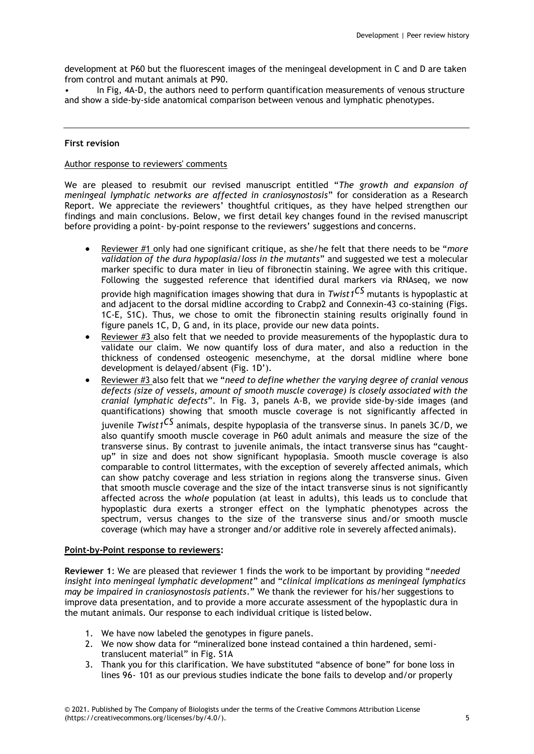development at P60 but the fluorescent images of the meningeal development in C and D are taken from control and mutant animals at P90.

- In Fig, 4A-D, the authors need to perform quantification measurements of venous structure and show a side-by-side anatomical comparison between venous and lymphatic phenotypes.

---

**First revision**

Author response to reviewers' comments

We are pleased to resubmit our revised manuscript entitled "*The growth and expansion of meningeal lymphatic networks are affected in craniosynostosis*" for consideration as a Research Report. We appreciate the reviewers' thoughtful critiques, as they have helped strengthen our findings and main conclusions. Below, we first detail key changes found in the revised manuscript before providing a point- by-point response to the reviewers' suggestions and concerns.

- Reviewer #1 only had one significant critique, as she/he felt that there needs to be "*more validation of the dura hypoplasia/loss in the mutants*" and suggested we test a molecular marker specific to dura mater in lieu of fibronectin staining. We agree with this critique. Following the suggested reference that identified dural markers via RNAseq, we now provide high magnification images showing that dura in *Twist1*$^{CS}$ mutants is hypoplastic at and adjacent to the dorsal midline according to Crabp2 and Connexin-43 co-staining (Figs. 1C-E, S1C). Thus, we chose to omit the fibronectin staining results originally found in figure panels 1C, D, G and, in its place, provide our new data points.
- Reviewer #3 also felt that we needed to provide measurements of the hypoplastic dura to validate our claim. We now quantify loss of dura mater, and also a reduction in the thickness of condensed osteogenic mesenchyme, at the dorsal midline where bone development is delayed/absent (Fig. 1D').
- Reviewer #3 also felt that we "*need to define whether the varying degree of cranial venous defects (size of vessels, amount of smooth muscle coverage) is closely associated with the cranial lymphatic defects*". In Fig. 3, panels A-B, we provide side-by-side images (and quantifications) showing that smooth muscle coverage is not significantly affected in juvenile *Twist1*$^{CS}$ animals, despite hypoplasia of the transverse sinus. In panels 3C/D, we also quantify smooth muscle coverage in P60 adult animals and measure the size of the transverse sinus. By contrast to juvenile animals, the intact transverse sinus has "caught-up" in size and does not show significant hypoplasia. Smooth muscle coverage is also comparable to control littermates, with the exception of severely affected animals, which can show patchy coverage and less striation in regions along the transverse sinus. Given that smooth muscle coverage and the size of the intact transverse sinus is not significantly affected across the *whole* population (at least in adults), this leads us to conclude that hypoplastic dura exerts a stronger effect on the lymphatic phenotypes across the spectrum, versus changes to the size of the transverse sinus and/or smooth muscle coverage (which may have a stronger and/or additive role in severely affected animals).

**Point-by-Point response to reviewers:**

**Reviewer 1**: We are pleased that reviewer 1 finds the work to be important by providing "*needed insight into meningeal lymphatic development*" and "*clinical implications as meningeal lymphatics may be impaired in craniosynostosis patients*." We thank the reviewer for his/her suggestions to improve data presentation, and to provide a more accurate assessment of the hypoplastic dura in the mutant animals. Our response to each individual critique is listed below.

1. We have now labeled the genotypes in figure panels.
2. We now show data for "mineralized bone instead contained a thin hardened, semi-translucent material" in Fig. S1A
3. Thank you for this clarification. We have substituted "absence of bone" for bone loss in lines 96- 101 as our previous studies indicate the bone fails to develop and/or properly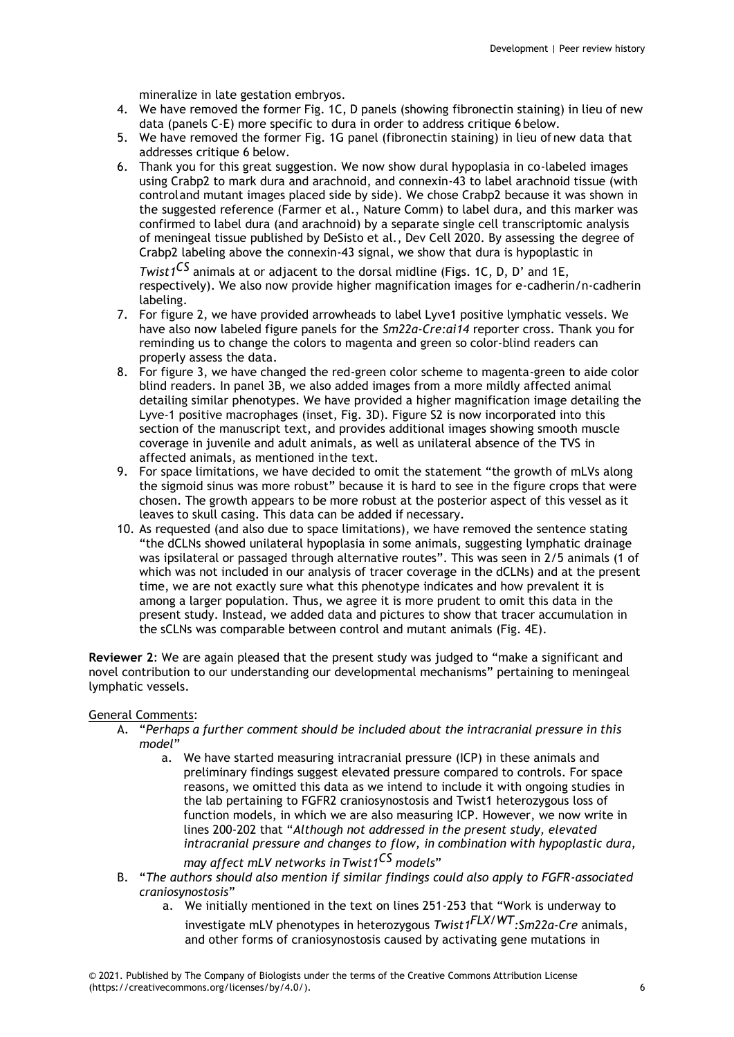mineralize in late gestation embryos.

4. We have removed the former Fig. 1C, D panels (showing fibronectin staining) in lieu of new data (panels C-E) more specific to dura in order to address critique 6 below.
5. We have removed the former Fig. 1G panel (fibronectin staining) in lieu of new data that addresses critique 6 below.
6. Thank you for this great suggestion. We now show dural hypoplasia in co-labeled images using Crabp2 to mark dura and arachnoid, and connexin-43 to label arachnoid tissue (with control and mutant images placed side by side). We chose Crabp2 because it was shown in the suggested reference (Farmer et al., Nature Comm) to label dura, and this marker was confirmed to label dura (and arachnoid) by a separate single cell transcriptomic analysis of meningeal tissue published by DeSisto et al., Dev Cell 2020. By assessing the degree of Crabp2 labeling above the connexin-43 signal, we show that dura is hypoplastic in *Twist1$^{CS}$* animals at or adjacent to the dorsal midline (Figs. 1C, D, D' and 1E, respectively). We also now provide higher magnification images for e-cadherin/n-cadherin labeling.
7. For figure 2, we have provided arrowheads to label Lyve1 positive lymphatic vessels. We have also now labeled figure panels for the *Sm22a-Cre:ai14* reporter cross. Thank you for reminding us to change the colors to magenta and green so color-blind readers can properly assess the data.
8. For figure 3, we have changed the red-green color scheme to magenta-green to aide color blind readers. In panel 3B, we also added images from a more mildly affected animal detailing similar phenotypes. We have provided a higher magnification image detailing the Lyve-1 positive macrophages (inset, Fig. 3D). Figure S2 is now incorporated into this section of the manuscript text, and provides additional images showing smooth muscle coverage in juvenile and adult animals, as well as unilateral absence of the TVS in affected animals, as mentioned in the text.
9. For space limitations, we have decided to omit the statement "the growth of mLVs along the sigmoid sinus was more robust" because it is hard to see in the figure crops that were chosen. The growth appears to be more robust at the posterior aspect of this vessel as it leaves to skull casing. This data can be added if necessary.
10. As requested (and also due to space limitations), we have removed the sentence stating "the dCLNs showed unilateral hypoplasia in some animals, suggesting lymphatic drainage was ipsilateral or passaged through alternative routes". This was seen in 2/5 animals (1 of which was not included in our analysis of tracer coverage in the dCLNs) and at the present time, we are not exactly sure what this phenotype indicates and how prevalent it is among a larger population. Thus, we agree it is more prudent to omit this data in the present study. Instead, we added data and pictures to show that tracer accumulation in the sCLNs was comparable between control and mutant animals (Fig. 4E).

**Reviewer 2**: We are again pleased that the present study was judged to "make a significant and novel contribution to our understanding our developmental mechanisms" pertaining to meningeal lymphatic vessels.

General Comments:

A. "*Perhaps a further comment should be included about the intracranial pressure in this model*"
    a. We have started measuring intracranial pressure (ICP) in these animals and preliminary findings suggest elevated pressure compared to controls. For space reasons, we omitted this data as we intend to include it with ongoing studies in the lab pertaining to FGFR2 craniosynostosis and Twist1 heterozygous loss of function models, in which we are also measuring ICP. However, we now write in lines 200-202 that "*Although not addressed in the present study, elevated intracranial pressure and changes to flow, in combination with hypoplastic dura, may affect mLV networks in Twist1$^{CS}$ models*"
B. "*The authors should also mention if similar findings could also apply to FGFR-associated craniosynostosis*"
    a. We initially mentioned in the text on lines 251-253 that "Work is underway to investigate mLV phenotypes in heterozygous *Twist1$^{FLX/WT}$:Sm22a-Cre* animals, and other forms of craniosynostosis caused by activating gene mutations in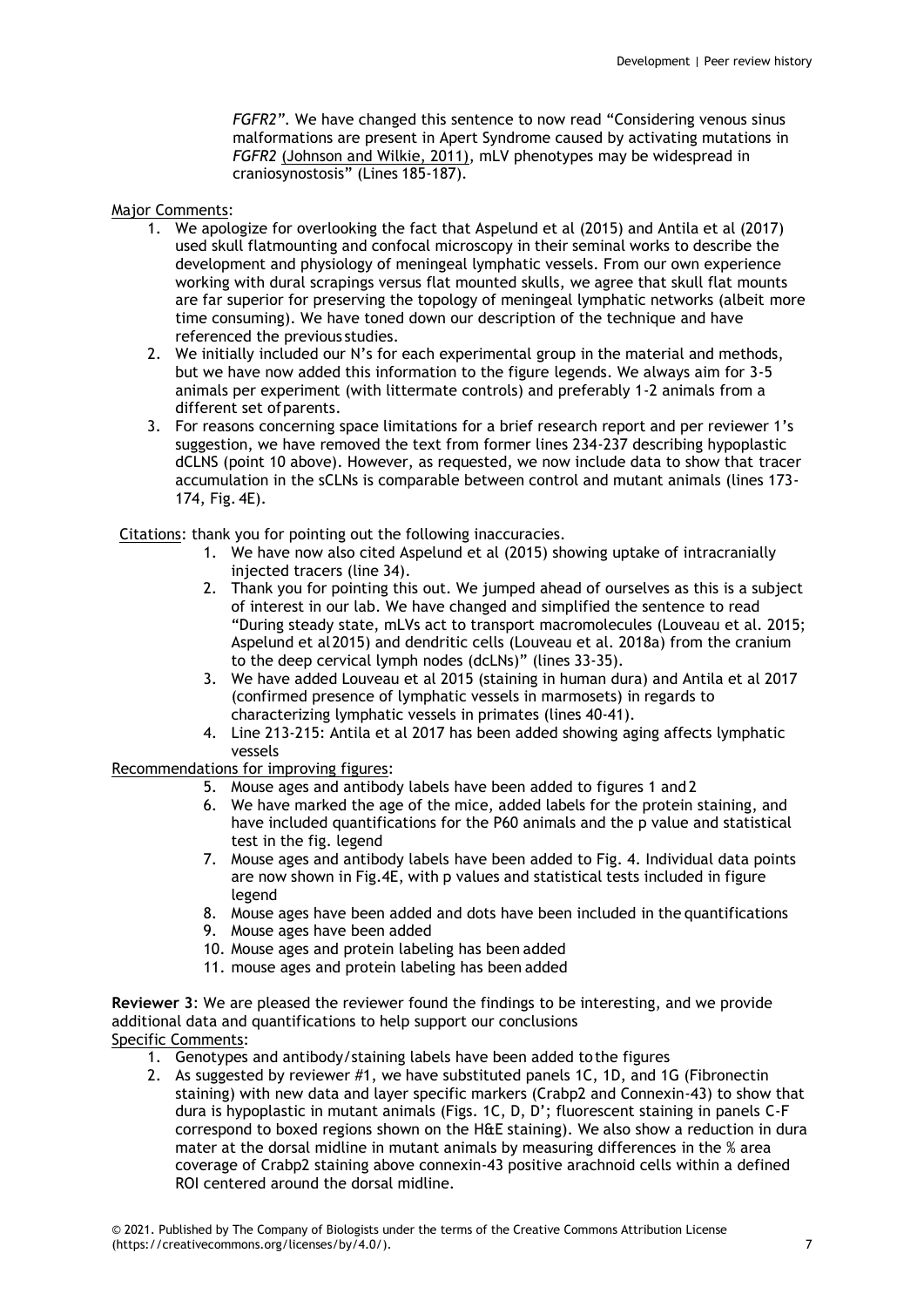*FGFR2*". We have changed this sentence to now read "Considering venous sinus malformations are present in Apert Syndrome caused by activating mutations in *FGFR2* (Johnson and Wilkie, 2011), mLV phenotypes may be widespread in craniosynostosis" (Lines 185-187).

Major Comments:

1. We apologize for overlooking the fact that Aspelund et al (2015) and Antila et al (2017) used skull flatmounting and confocal microscopy in their seminal works to describe the development and physiology of meningeal lymphatic vessels. From our own experience working with dural scrapings versus flat mounted skulls, we agree that skull flat mounts are far superior for preserving the topology of meningeal lymphatic networks (albeit more time consuming). We have toned down our description of the technique and have referenced the previous studies.
2. We initially included our N's for each experimental group in the material and methods, but we have now added this information to the figure legends. We always aim for 3-5 animals per experiment (with littermate controls) and preferably 1-2 animals from a different set of parents.
3. For reasons concerning space limitations for a brief research report and per reviewer 1's suggestion, we have removed the text from former lines 234-237 describing hypoplastic dCLNS (point 10 above). However, as requested, we now include data to show that tracer accumulation in the sCLNs is comparable between control and mutant animals (lines 173-174, Fig. 4E).

Citations: thank you for pointing out the following inaccuracies.

1. We have now also cited Aspelund et al (2015) showing uptake of intracranially injected tracers (line 34).
2. Thank you for pointing this out. We jumped ahead of ourselves as this is a subject of interest in our lab. We have changed and simplified the sentence to read "During steady state, mLVs act to transport macromolecules (Louveau et al. 2015; Aspelund et al 2015) and dendritic cells (Louveau et al. 2018a) from the cranium to the deep cervical lymph nodes (dcLNs)" (lines 33-35).
3. We have added Louveau et al 2015 (staining in human dura) and Antila et al 2017 (confirmed presence of lymphatic vessels in marmosets) in regards to characterizing lymphatic vessels in primates (lines 40-41).
4. Line 213-215: Antila et al 2017 has been added showing aging affects lymphatic vessels

Recommendations for improving figures:

5. Mouse ages and antibody labels have been added to figures 1 and 2
6. We have marked the age of the mice, added labels for the protein staining, and have included quantifications for the P60 animals and the p value and statistical test in the fig. legend
7. Mouse ages and antibody labels have been added to Fig. 4. Individual data points are now shown in Fig.4E, with p values and statistical tests included in figure legend
8. Mouse ages have been added and dots have been included in the quantifications
9. Mouse ages have been added
10. Mouse ages and protein labeling has been added
11. mouse ages and protein labeling has been added

**Reviewer 3**: We are pleased the reviewer found the findings to be interesting, and we provide additional data and quantifications to help support our conclusions

Specific Comments:

1. Genotypes and antibody/staining labels have been added to the figures
2. As suggested by reviewer #1, we have substituted panels 1C, 1D, and 1G (Fibronectin staining) with new data and layer specific markers (Crabp2 and Connexin-43) to show that dura is hypoplastic in mutant animals (Figs. 1C, D, D'; fluorescent staining in panels C-F correspond to boxed regions shown on the H&E staining). We also show a reduction in dura mater at the dorsal midline in mutant animals by measuring differences in the % area coverage of Crabp2 staining above connexin-43 positive arachnoid cells within a defined ROI centered around the dorsal midline.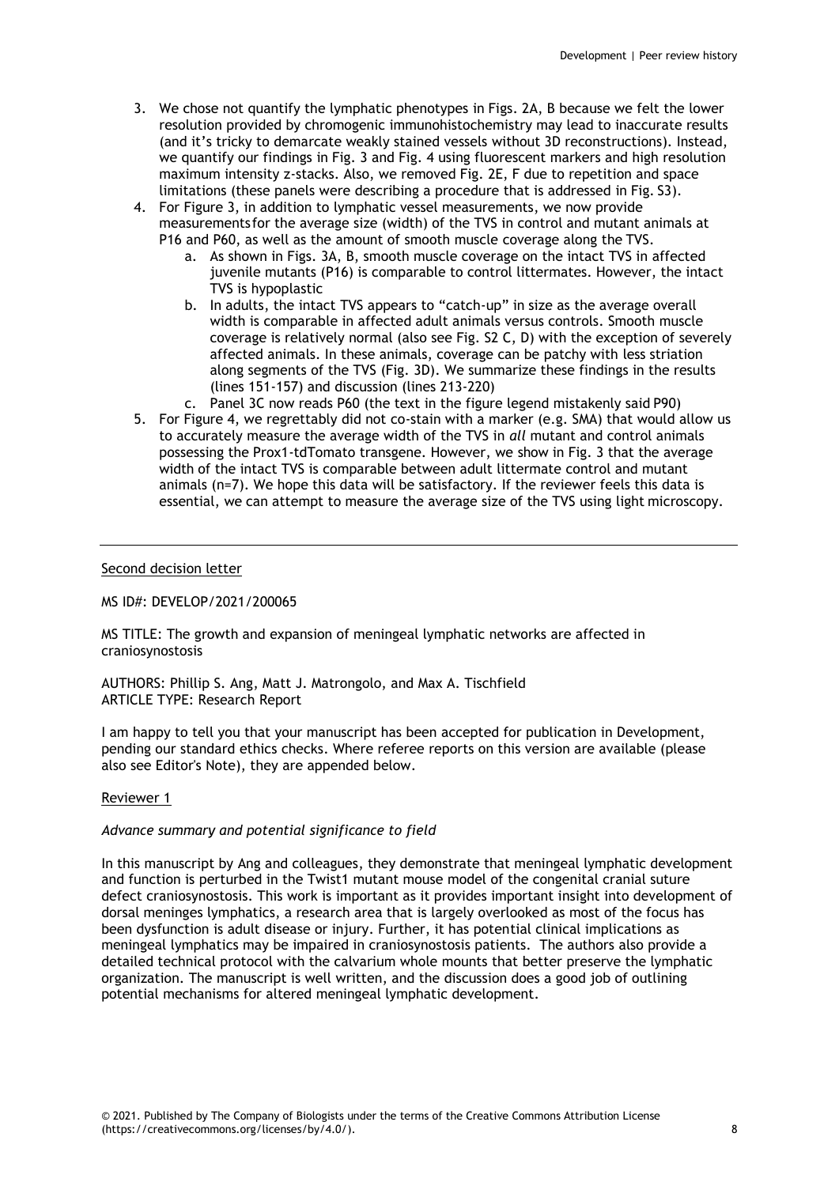3. We chose not quantify the lymphatic phenotypes in Figs. 2A, B because we felt the lower resolution provided by chromogenic immunohistochemistry may lead to inaccurate results (and it's tricky to demarcate weakly stained vessels without 3D reconstructions). Instead, we quantify our findings in Fig. 3 and Fig. 4 using fluorescent markers and high resolution maximum intensity z-stacks. Also, we removed Fig. 2E, F due to repetition and space limitations (these panels were describing a procedure that is addressed in Fig. S3).
4. For Figure 3, in addition to lymphatic vessel measurements, we now provide measurementsfor the average size (width) of the TVS in control and mutant animals at P16 and P60, as well as the amount of smooth muscle coverage along the TVS.
   a. As shown in Figs. 3A, B, smooth muscle coverage on the intact TVS in affected juvenile mutants (P16) is comparable to control littermates. However, the intact TVS is hypoplastic
   b. In adults, the intact TVS appears to "catch-up" in size as the average overall width is comparable in affected adult animals versus controls. Smooth muscle coverage is relatively normal (also see Fig. S2 C, D) with the exception of severely affected animals. In these animals, coverage can be patchy with less striation along segments of the TVS (Fig. 3D). We summarize these findings in the results (lines 151-157) and discussion (lines 213-220)
   c. Panel 3C now reads P60 (the text in the figure legend mistakenly said P90)
5. For Figure 4, we regrettably did not co-stain with a marker (e.g. SMA) that would allow us to accurately measure the average width of the TVS in *all* mutant and control animals possessing the Prox1-tdTomato transgene. However, we show in Fig. 3 that the average width of the intact TVS is comparable between adult littermate control and mutant animals (n=7). We hope this data will be satisfactory. If the reviewer feels this data is essential, we can attempt to measure the average size of the TVS using light microscopy.

---

Second decision letter

MS ID#: DEVELOP/2021/200065

MS TITLE: The growth and expansion of meningeal lymphatic networks are affected in craniosynostosis

AUTHORS: Phillip S. Ang, Matt J. Matrongolo, and Max A. Tischfield
ARTICLE TYPE: Research Report

I am happy to tell you that your manuscript has been accepted for publication in Development, pending our standard ethics checks. Where referee reports on this version are available (please also see Editor's Note), they are appended below.

Reviewer 1

*Advance summary and potential significance to field*

In this manuscript by Ang and colleagues, they demonstrate that meningeal lymphatic development and function is perturbed in the Twist1 mutant mouse model of the congenital cranial suture defect craniosynostosis. This work is important as it provides important insight into development of dorsal meninges lymphatics, a research area that is largely overlooked as most of the focus has been dysfunction is adult disease or injury. Further, it has potential clinical implications as meningeal lymphatics may be impaired in craniosynostosis patients. The authors also provide a detailed technical protocol with the calvarium whole mounts that better preserve the lymphatic organization. The manuscript is well written, and the discussion does a good job of outlining potential mechanisms for altered meningeal lymphatic development.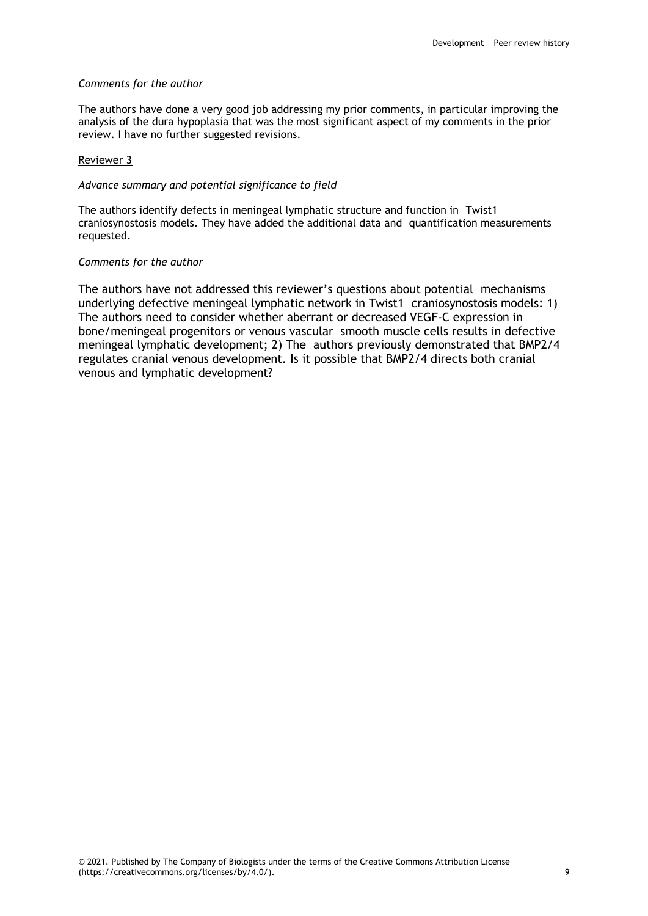*Comments for the author*

The authors have done a very good job addressing my prior comments, in particular improving the analysis of the dura hypoplasia that was the most significant aspect of my comments in the prior review. I have no further suggested revisions.

Reviewer 3

*Advance summary and potential significance to field*

The authors identify defects in meningeal lymphatic structure and function in Twist1 craniosynostosis models. They have added the additional data and quantification measurements requested.

*Comments for the author*

The authors have not addressed this reviewer's questions about potential mechanisms underlying defective meningeal lymphatic network in Twist1 craniosynostosis models: 1) The authors need to consider whether aberrant or decreased VEGF-C expression in bone/meningeal progenitors or venous vascular smooth muscle cells results in defective meningeal lymphatic development; 2) The authors previously demonstrated that BMP2/4 regulates cranial venous development. Is it possible that BMP2/4 directs both cranial venous and lymphatic development?